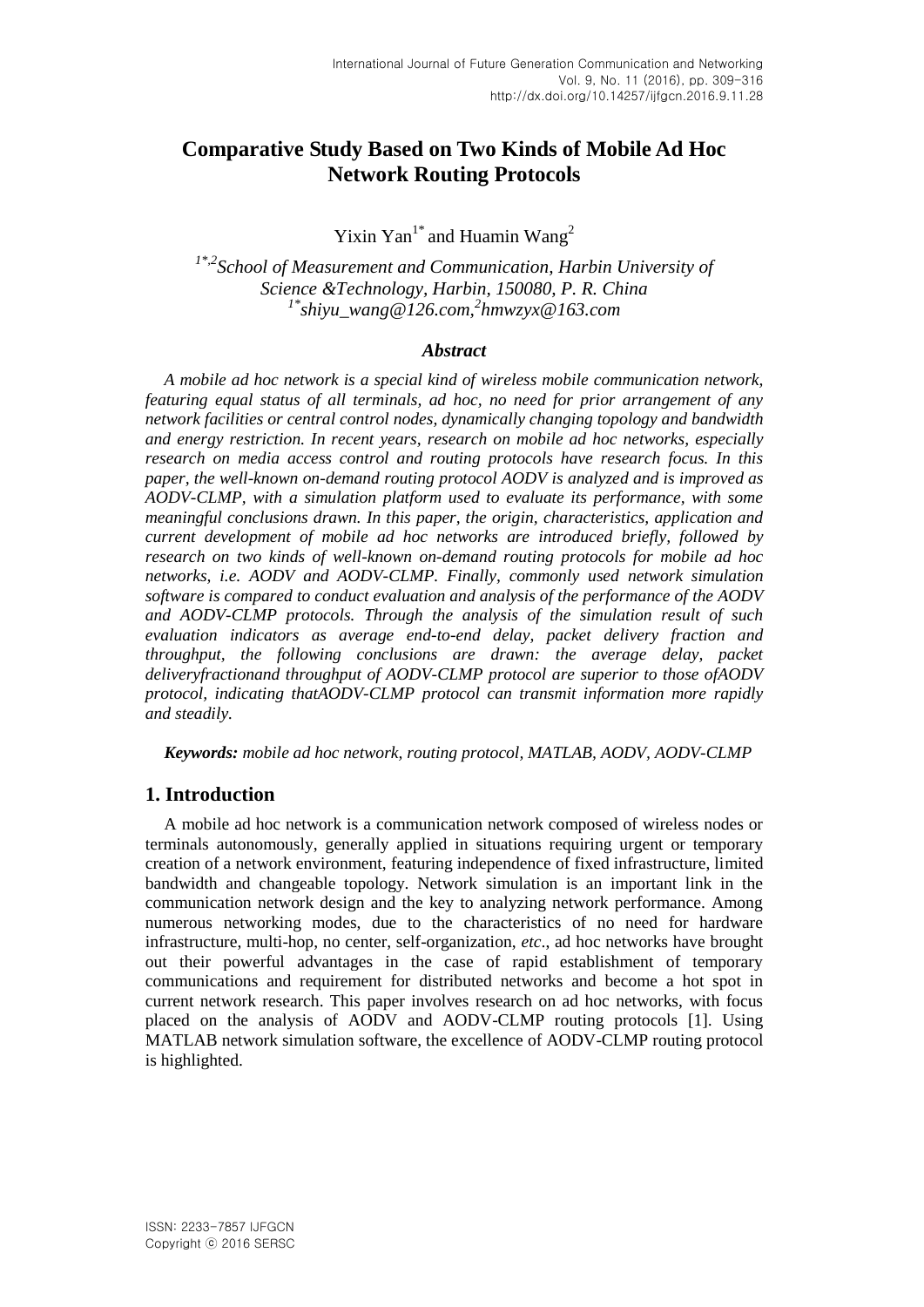# Comparative Study Based on Two Kinds of Mobile Ad Hoc Network Routing Protocols

Yixin Yan[1*] and Huamin Wang[2]

*[1*,2]School of Measurement and Communication, Harbin University of Science &Technology, Harbin, 150080, P. R. China*
*[1*]shiyu_wang@126.com,[2]hmwzyx@163.com*

### *Abstract*

*A mobile ad hoc network is a special kind of wireless mobile communication network, featuring equal status of all terminals, ad hoc, no need for prior arrangement of any network facilities or central control nodes, dynamically changing topology and bandwidth and energy restriction. In recent years, research on mobile ad hoc networks, especially research on media access control and routing protocols have research focus. In this paper, the well-known on-demand routing protocol AODV is analyzed and is improved as AODV-CLMP, with a simulation platform used to evaluate its performance, with some meaningful conclusions drawn. In this paper, the origin, characteristics, application and current development of mobile ad hoc networks are introduced briefly, followed by research on two kinds of well-known on-demand routing protocols for mobile ad hoc networks, i.e. AODV and AODV-CLMP. Finally, commonly used network simulation software is compared to conduct evaluation and analysis of the performance of the AODV and AODV-CLMP protocols. Through the analysis of the simulation result of such evaluation indicators as average end-to-end delay, packet delivery fraction and throughput, the following conclusions are drawn: the average delay, packet deliveryfractionand throughput of AODV-CLMP protocol are superior to those ofAODV protocol, indicating thatAODV-CLMP protocol can transmit information more rapidly and steadily.*

***Keywords:*** *mobile ad hoc network, routing protocol, MATLAB, AODV, AODV-CLMP*

## 1. Introduction

A mobile ad hoc network is a communication network composed of wireless nodes or terminals autonomously, generally applied in situations requiring urgent or temporary creation of a network environment, featuring independence of fixed infrastructure, limited bandwidth and changeable topology. Network simulation is an important link in the communication network design and the key to analyzing network performance. Among numerous networking modes, due to the characteristics of no need for hardware infrastructure, multi-hop, no center, self-organization, *etc*., ad hoc networks have brought out their powerful advantages in the case of rapid establishment of temporary communications and requirement for distributed networks and become a hot spot in current network research. This paper involves research on ad hoc networks, with focus placed on the analysis of AODV and AODV-CLMP routing protocols [1]. Using MATLAB network simulation software, the excellence of AODV-CLMP routing protocol is highlighted.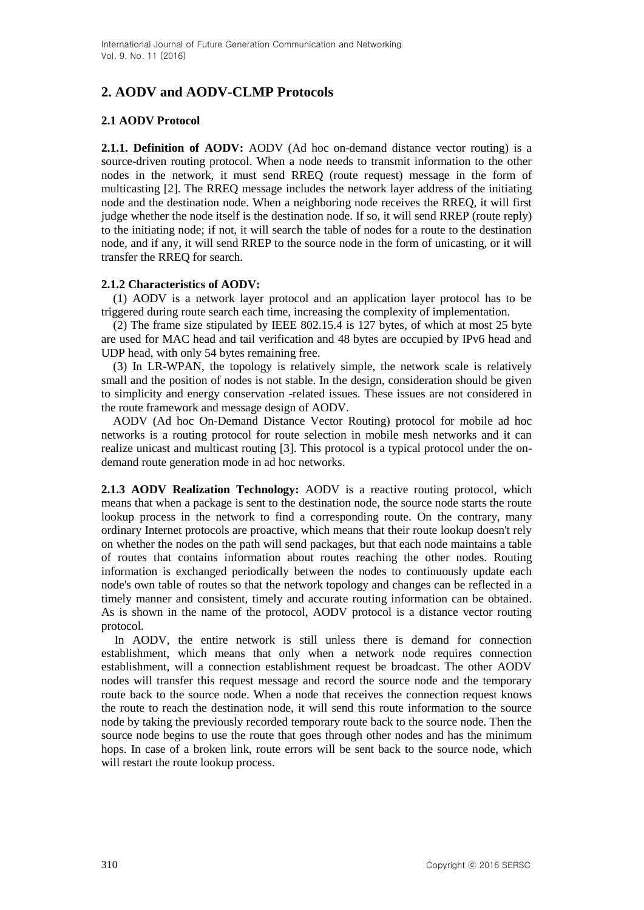## 2. AODV and AODV-CLMP Protocols

### 2.1 AODV Protocol

**2.1.1. Definition of AODV:** AODV (Ad hoc on-demand distance vector routing) is a source-driven routing protocol. When a node needs to transmit information to the other nodes in the network, it must send RREQ (route request) message in the form of multicasting [2]. The RREQ message includes the network layer address of the initiating node and the destination node. When a neighboring node receives the RREQ, it will first judge whether the node itself is the destination node. If so, it will send RREP (route reply) to the initiating node; if not, it will search the table of nodes for a route to the destination node, and if any, it will send RREP to the source node in the form of unicasting, or it will transfer the RREQ for search.

**2.1.2 Characteristics of AODV:**

(1) AODV is a network layer protocol and an application layer protocol has to be triggered during route search each time, increasing the complexity of implementation.

(2) The frame size stipulated by IEEE 802.15.4 is 127 bytes, of which at most 25 byte are used for MAC head and tail verification and 48 bytes are occupied by IPv6 head and UDP head, with only 54 bytes remaining free.

(3) In LR-WPAN, the topology is relatively simple, the network scale is relatively small and the position of nodes is not stable. In the design, consideration should be given to simplicity and energy conservation -related issues. These issues are not considered in the route framework and message design of AODV.

AODV (Ad hoc On-Demand Distance Vector Routing) protocol for mobile ad hoc networks is a routing protocol for route selection in mobile mesh networks and it can realize unicast and multicast routing [3]. This protocol is a typical protocol under the on-demand route generation mode in ad hoc networks.

**2.1.3 AODV Realization Technology:** AODV is a reactive routing protocol, which means that when a package is sent to the destination node, the source node starts the route lookup process in the network to find a corresponding route. On the contrary, many ordinary Internet protocols are proactive, which means that their route lookup doesn't rely on whether the nodes on the path will send packages, but that each node maintains a table of routes that contains information about routes reaching the other nodes. Routing information is exchanged periodically between the nodes to continuously update each node's own table of routes so that the network topology and changes can be reflected in a timely manner and consistent, timely and accurate routing information can be obtained. As is shown in the name of the protocol, AODV protocol is a distance vector routing protocol.

In AODV, the entire network is still unless there is demand for connection establishment, which means that only when a network node requires connection establishment, will a connection establishment request be broadcast. The other AODV nodes will transfer this request message and record the source node and the temporary route back to the source node. When a node that receives the connection request knows the route to reach the destination node, it will send this route information to the source node by taking the previously recorded temporary route back to the source node. Then the source node begins to use the route that goes through other nodes and has the minimum hops. In case of a broken link, route errors will be sent back to the source node, which will restart the route lookup process.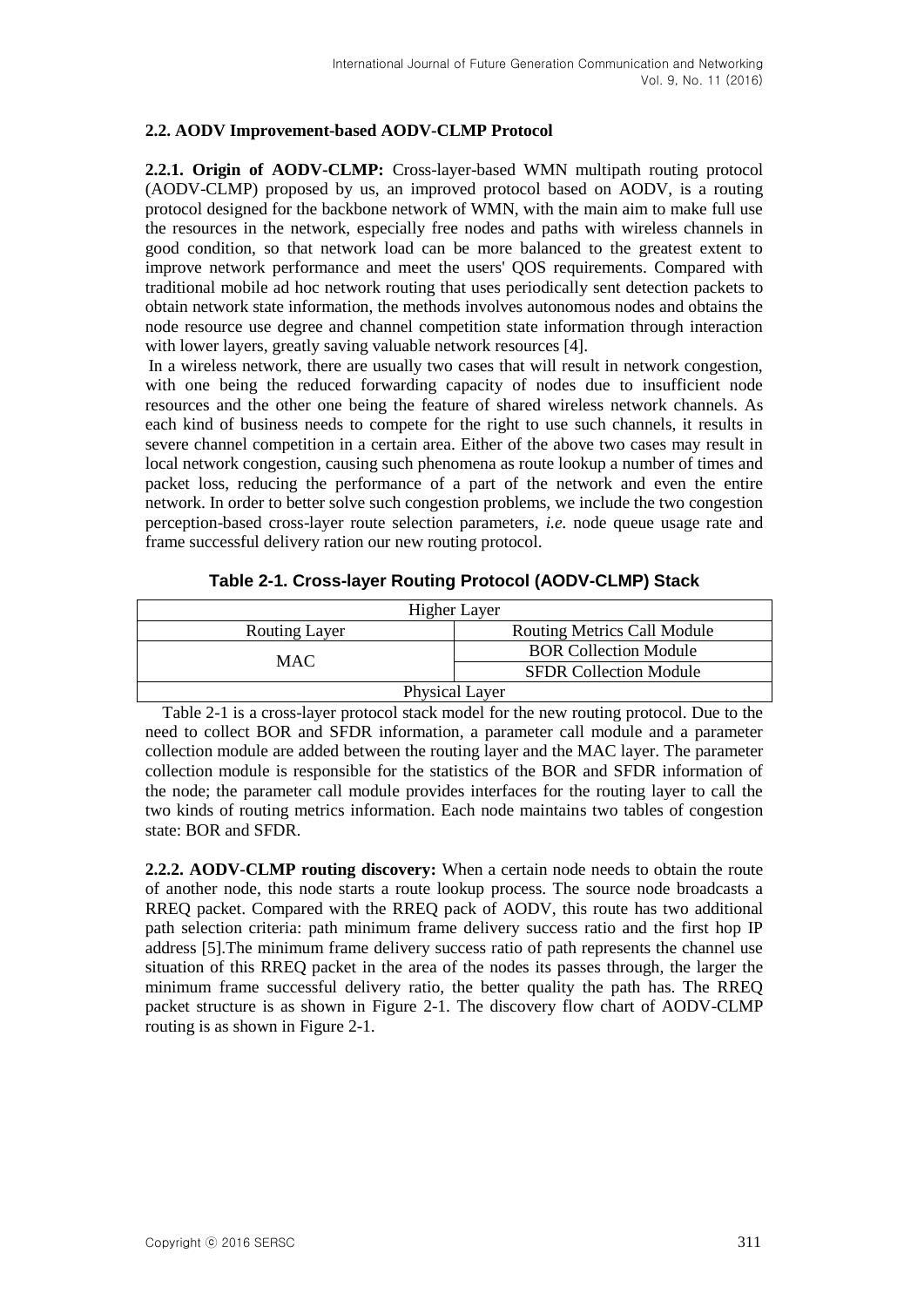### 2.2. AODV Improvement-based AODV-CLMP Protocol

**2.2.1. Origin of AODV-CLMP:** Cross-layer-based WMN multipath routing protocol (AODV-CLMP) proposed by us, an improved protocol based on AODV, is a routing protocol designed for the backbone network of WMN, with the main aim to make full use the resources in the network, especially free nodes and paths with wireless channels in good condition, so that network load can be more balanced to the greatest extent to improve network performance and meet the users' QOS requirements. Compared with traditional mobile ad hoc network routing that uses periodically sent detection packets to obtain network state information, the methods involves autonomous nodes and obtains the node resource use degree and channel competition state information through interaction with lower layers, greatly saving valuable network resources [4].

In a wireless network, there are usually two cases that will result in network congestion, with one being the reduced forwarding capacity of nodes due to insufficient node resources and the other one being the feature of shared wireless network channels. As each kind of business needs to compete for the right to use such channels, it results in severe channel competition in a certain area. Either of the above two cases may result in local network congestion, causing such phenomena as route lookup a number of times and packet loss, reducing the performance of a part of the network and even the entire network. In order to better solve such congestion problems, we include the two congestion perception-based cross-layer route selection parameters, *i.e.* node queue usage rate and frame successful delivery ration our new routing protocol.

**Table 2-1. Cross-layer Routing Protocol (AODV-CLMP) Stack**

| | |
|---|---|
| Higher Layer | |
| Routing Layer | Routing Metrics Call Module |
| MAC | BOR Collection Module |
| | SFDR Collection Module |
| Physical Layer | |

Table 2-1 is a cross-layer protocol stack model for the new routing protocol. Due to the need to collect BOR and SFDR information, a parameter call module and a parameter collection module are added between the routing layer and the MAC layer. The parameter collection module is responsible for the statistics of the BOR and SFDR information of the node; the parameter call module provides interfaces for the routing layer to call the two kinds of routing metrics information. Each node maintains two tables of congestion state: BOR and SFDR.

**2.2.2. AODV-CLMP routing discovery:** When a certain node needs to obtain the route of another node, this node starts a route lookup process. The source node broadcasts a RREQ packet. Compared with the RREQ pack of AODV, this route has two additional path selection criteria: path minimum frame delivery success ratio and the first hop IP address [5].The minimum frame delivery success ratio of path represents the channel use situation of this RREQ packet in the area of the nodes its passes through, the larger the minimum frame successful delivery ratio, the better quality the path has. The RREQ packet structure is as shown in Figure 2-1. The discovery flow chart of AODV-CLMP routing is as shown in Figure 2-1.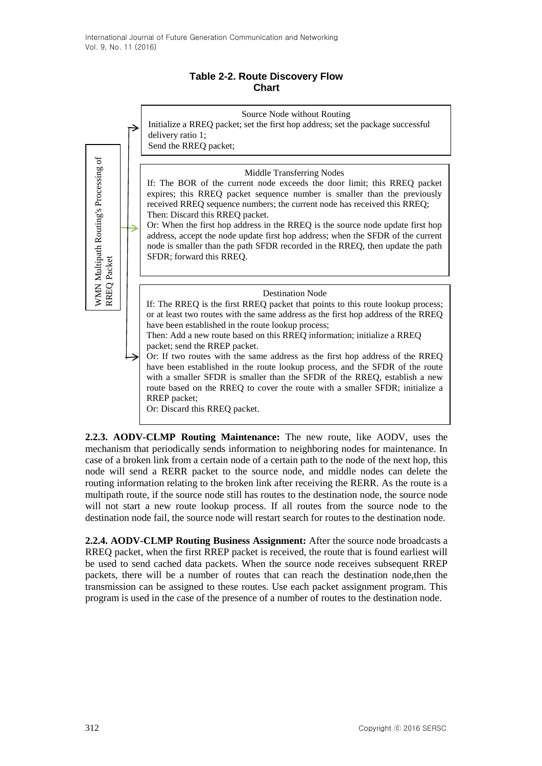**Table 2-2. Route Discovery Flow Chart**

WMN Multipath Routing's Processing of RREQ Packet

Source Node without Routing

Initialize a RREQ packet; set the first hop address; set the package successful delivery ratio 1;

Send the RREQ packet;

Middle Transferring Nodes

If: The BOR of the current node exceeds the door limit; this RREQ packet expires; this RREQ packet sequence number is smaller than the previously received RREQ sequence numbers; the current node has received this RREQ;

Then: Discard this RREQ packet.

Or: When the first hop address in the RREQ is the source node update first hop address, accept the node update first hop address; when the SFDR of the current node is smaller than the path SFDR recorded in the RREQ, then update the path SFDR; forward this RREQ.

Destination Node

If: The RREQ is the first RREQ packet that points to this route lookup process; or at least two routes with the same address as the first hop address of the RREQ have been established in the route lookup process;

Then: Add a new route based on this RREQ information; initialize a RREQ packet; send the RREP packet.

Or: If two routes with the same address as the first hop address of the RREQ have been established in the route lookup process, and the SFDR of the route with a smaller SFDR is smaller than the SFDR of the RREQ, establish a new route based on the RREQ to cover the route with a smaller SFDR; initialize a RREP packet;

Or: Discard this RREQ packet.

**2.2.3. AODV-CLMP Routing Maintenance:** The new route, like AODV, uses the mechanism that periodically sends information to neighboring nodes for maintenance. In case of a broken link from a certain node of a certain path to the node of the next hop, this node will send a RERR packet to the source node, and middle nodes can delete the routing information relating to the broken link after receiving the RERR. As the route is a multipath route, if the source node still has routes to the destination node, the source node will not start a new route lookup process. If all routes from the source node to the destination node fail, the source node will restart search for routes to the destination node.

**2.2.4. AODV-CLMP Routing Business Assignment:** After the source node broadcasts a RREQ packet, when the first RREP packet is received, the route that is found earliest will be used to send cached data packets. When the source node receives subsequent RREP packets, there will be a number of routes that can reach the destination node,then the transmission can be assigned to these routes. Use each packet assignment program. This program is used in the case of the presence of a number of routes to the destination node.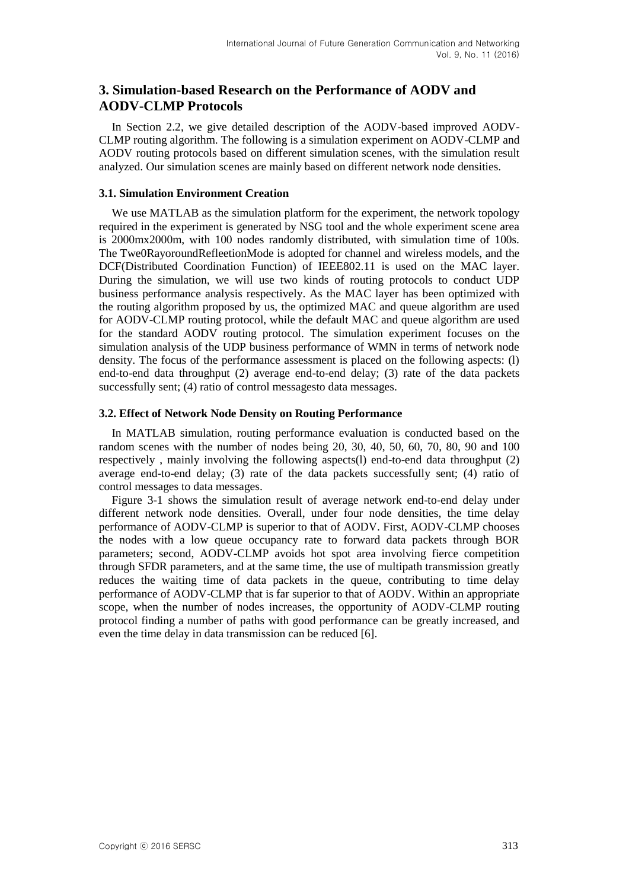## 3. Simulation-based Research on the Performance of AODV and AODV-CLMP Protocols

In Section 2.2, we give detailed description of the AODV-based improved AODV-CLMP routing algorithm. The following is a simulation experiment on AODV-CLMP and AODV routing protocols based on different simulation scenes, with the simulation result analyzed. Our simulation scenes are mainly based on different network node densities.

### 3.1. Simulation Environment Creation

We use MATLAB as the simulation platform for the experiment, the network topology required in the experiment is generated by NSG tool and the whole experiment scene area is 2000mx2000m, with 100 nodes randomly distributed, with simulation time of 100s. The Twe0RayoroundRefleetionMode is adopted for channel and wireless models, and the DCF(Distributed Coordination Function) of IEEE802.11 is used on the MAC layer. During the simulation, we will use two kinds of routing protocols to conduct UDP business performance analysis respectively. As the MAC layer has been optimized with the routing algorithm proposed by us, the optimized MAC and queue algorithm are used for AODV-CLMP routing protocol, while the default MAC and queue algorithm are used for the standard AODV routing protocol. The simulation experiment focuses on the simulation analysis of the UDP business performance of WMN in terms of network node density. The focus of the performance assessment is placed on the following aspects: (l) end-to-end data throughput (2) average end-to-end delay; (3) rate of the data packets successfully sent; (4) ratio of control messagesto data messages.

### 3.2. Effect of Network Node Density on Routing Performance

In MATLAB simulation, routing performance evaluation is conducted based on the random scenes with the number of nodes being 20, 30, 40, 50, 60, 70, 80, 90 and 100 respectively , mainly involving the following aspects(l) end-to-end data throughput (2) average end-to-end delay; (3) rate of the data packets successfully sent; (4) ratio of control messages to data messages.

Figure 3-1 shows the simulation result of average network end-to-end delay under different network node densities. Overall, under four node densities, the time delay performance of AODV-CLMP is superior to that of AODV. First, AODV-CLMP chooses the nodes with a low queue occupancy rate to forward data packets through BOR parameters; second, AODV-CLMP avoids hot spot area involving fierce competition through SFDR parameters, and at the same time, the use of multipath transmission greatly reduces the waiting time of data packets in the queue, contributing to time delay performance of AODV-CLMP that is far superior to that of AODV. Within an appropriate scope, when the number of nodes increases, the opportunity of AODV-CLMP routing protocol finding a number of paths with good performance can be greatly increased, and even the time delay in data transmission can be reduced [6].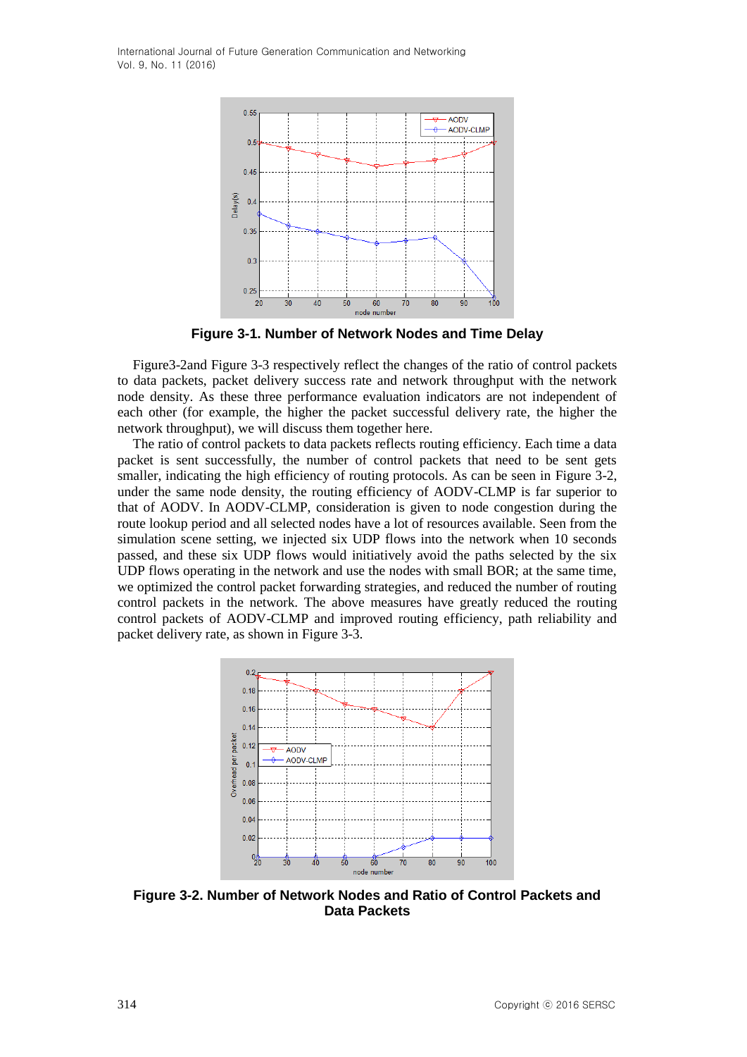0.55
0.5
0.45
0.4
0.35
0.3
0.25
Delay(s)
20 30 40 50 60 70 80 90 100
node number
AODV
AODV-CLMP

**Figure 3-1. Number of Network Nodes and Time Delay**

Figure3-2and Figure 3-3 respectively reflect the changes of the ratio of control packets to data packets, packet delivery success rate and network throughput with the network node density. As these three performance evaluation indicators are not independent of each other (for example, the higher the packet successful delivery rate, the higher the network throughput), we will discuss them together here.

The ratio of control packets to data packets reflects routing efficiency. Each time a data packet is sent successfully, the number of control packets that need to be sent gets smaller, indicating the high efficiency of routing protocols. As can be seen in Figure 3-2, under the same node density, the routing efficiency of AODV-CLMP is far superior to that of AODV. In AODV-CLMP, consideration is given to node congestion during the route lookup period and all selected nodes have a lot of resources available. Seen from the simulation scene setting, we injected six UDP flows into the network when 10 seconds passed, and these six UDP flows would initiatively avoid the paths selected by the six UDP flows operating in the network and use the nodes with small BOR; at the same time, we optimized the control packet forwarding strategies, and reduced the number of routing control packets in the network. The above measures have greatly reduced the routing control packets of AODV-CLMP and improved routing efficiency, path reliability and packet delivery rate, as shown in Figure 3-3.

0.2
0.18
0.16
0.14
0.12
0.1
0.08
0.06
0.04
0.02
0
Overhead per packet
20 30 40 50 60 70 80 90 100
node number
AODV
AODV-CLMP

**Figure 3-2. Number of Network Nodes and Ratio of Control Packets and Data Packets**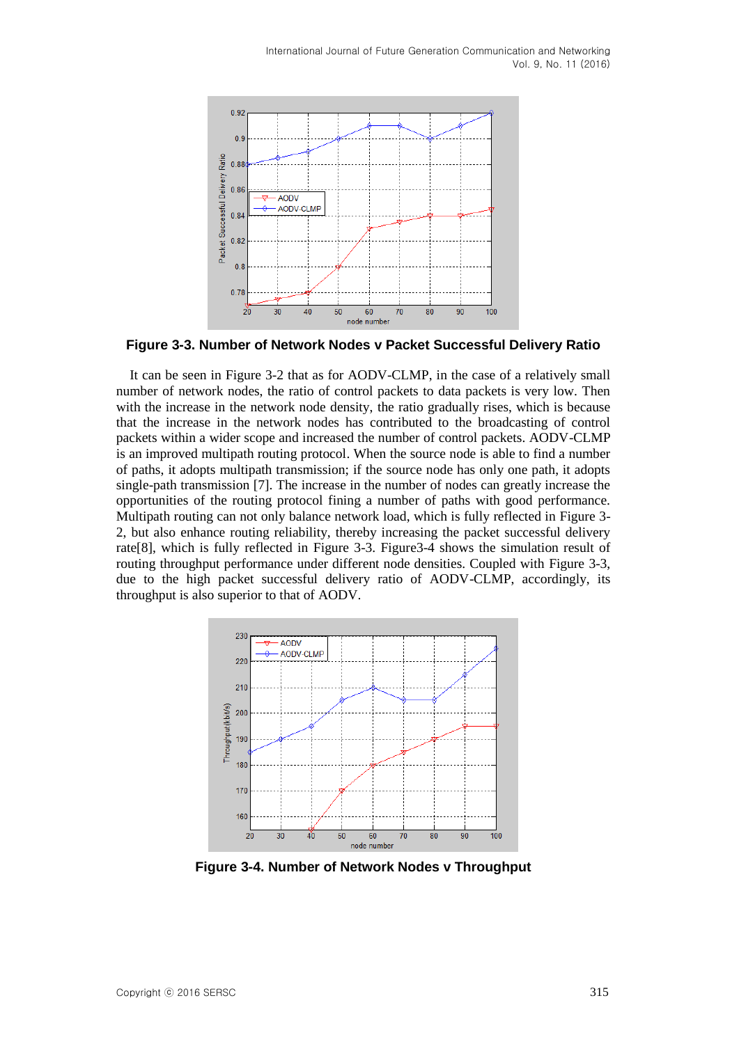0.92
0.9
0.88
0.86
0.84
0.82
0.8
0.78

Packet Successful Delivery Ratio

AODV
AODV-CLMP

20 30 40 50 60 70 80 90 100
node number

**Figure 3-3. Number of Network Nodes v Packet Successful Delivery Ratio**

It can be seen in Figure 3-2 that as for AODV-CLMP, in the case of a relatively small number of network nodes, the ratio of control packets to data packets is very low. Then with the increase in the network node density, the ratio gradually rises, which is because that the increase in the network nodes has contributed to the broadcasting of control packets within a wider scope and increased the number of control packets. AODV-CLMP is an improved multipath routing protocol. When the source node is able to find a number of paths, it adopts multipath transmission; if the source node has only one path, it adopts single-path transmission [7]. The increase in the number of nodes can greatly increase the opportunities of the routing protocol fining a number of paths with good performance. Multipath routing can not only balance network load, which is fully reflected in Figure 3-2, but also enhance routing reliability, thereby increasing the packet successful delivery rate[8], which is fully reflected in Figure 3-3. Figure3-4 shows the simulation result of routing throughput performance under different node densities. Coupled with Figure 3-3, due to the high packet successful delivery ratio of AODV-CLMP, accordingly, its throughput is also superior to that of AODV.

230
220
210
200
190
180
170
160

Throughput(kbit/s)

AODV
AODV-CLMP

20 30 40 50 60 70 80 90 100
node number

**Figure 3-4. Number of Network Nodes v Throughput**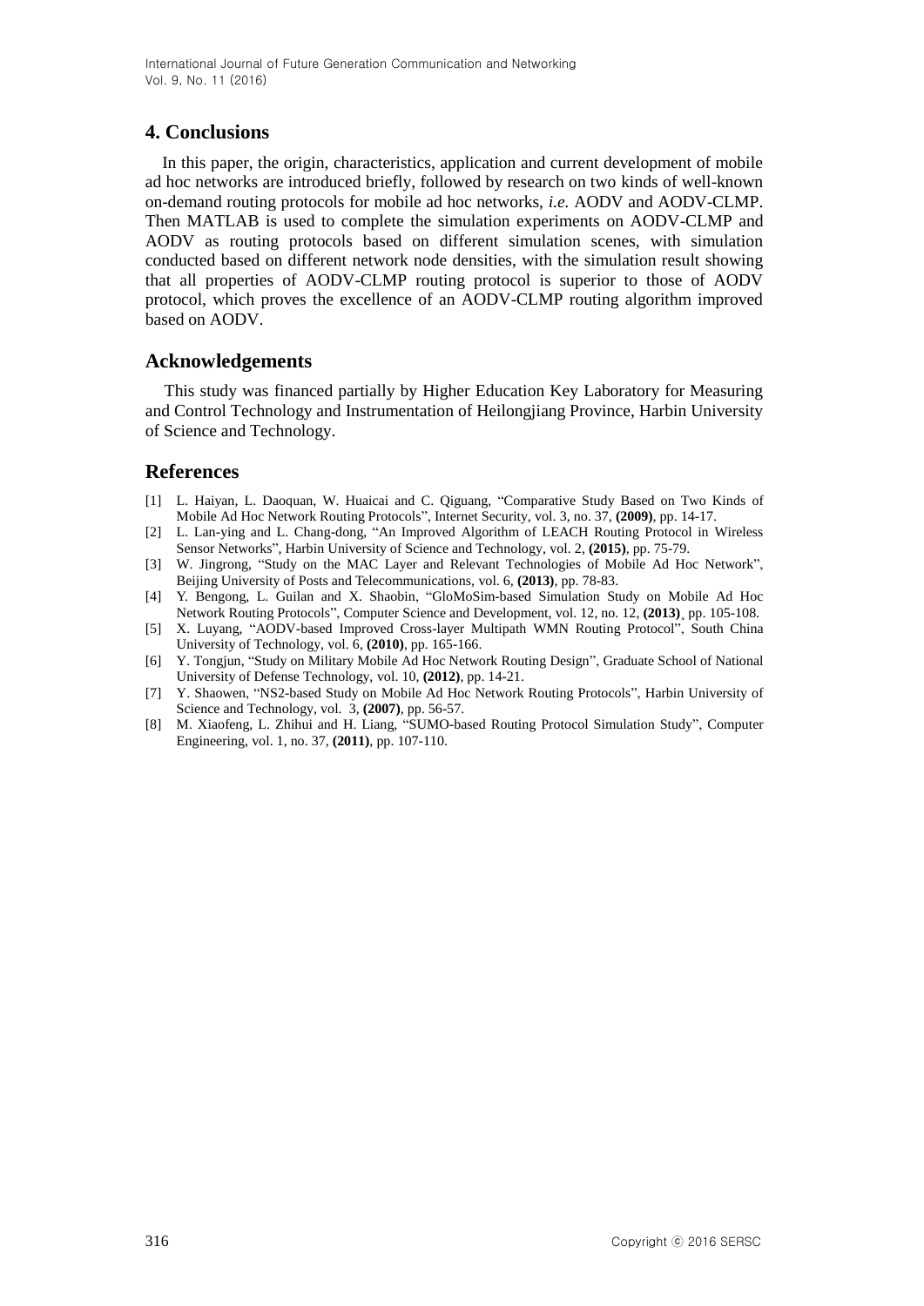## 4. Conclusions

In this paper, the origin, characteristics, application and current development of mobile ad hoc networks are introduced briefly, followed by research on two kinds of well-known on-demand routing protocols for mobile ad hoc networks, *i.e.* AODV and AODV-CLMP. Then MATLAB is used to complete the simulation experiments on AODV-CLMP and AODV as routing protocols based on different simulation scenes, with simulation conducted based on different network node densities, with the simulation result showing that all properties of AODV-CLMP routing protocol is superior to those of AODV protocol, which proves the excellence of an AODV-CLMP routing algorithm improved based on AODV.

## Acknowledgements

This study was financed partially by Higher Education Key Laboratory for Measuring and Control Technology and Instrumentation of Heilongjiang Province, Harbin University of Science and Technology.

## References

[1] L. Haiyan, L. Daoquan, W. Huaicai and C. Qiguang, "Comparative Study Based on Two Kinds of Mobile Ad Hoc Network Routing Protocols", Internet Security, vol. 3, no. 37, **(2009)**, pp. 14-17.

[2] L. Lan-ying and L. Chang-dong, "An Improved Algorithm of LEACH Routing Protocol in Wireless Sensor Networks", Harbin University of Science and Technology, vol. 2, **(2015)**, pp. 75-79.

[3] W. Jingrong, "Study on the MAC Layer and Relevant Technologies of Mobile Ad Hoc Network", Beijing University of Posts and Telecommunications, vol. 6, **(2013)**, pp. 78-83.

[4] Y. Bengong, L. Guilan and X. Shaobin, "GloMoSim-based Simulation Study on Mobile Ad Hoc Network Routing Protocols", Computer Science and Development, vol. 12, no. 12, **(2013)**, pp. 105-108.

[5] X. Luyang, "AODV-based Improved Cross-layer Multipath WMN Routing Protocol", South China University of Technology, vol. 6, **(2010)**, pp. 165-166.

[6] Y. Tongjun, "Study on Military Mobile Ad Hoc Network Routing Design", Graduate School of National University of Defense Technology, vol. 10, **(2012)**, pp. 14-21.

[7] Y. Shaowen, "NS2-based Study on Mobile Ad Hoc Network Routing Protocols", Harbin University of Science and Technology, vol. 3, **(2007)**, pp. 56-57.

[8] M. Xiaofeng, L. Zhihui and H. Liang, "SUMO-based Routing Protocol Simulation Study", Computer Engineering, vol. 1, no. 37, **(2011)**, pp. 107-110.